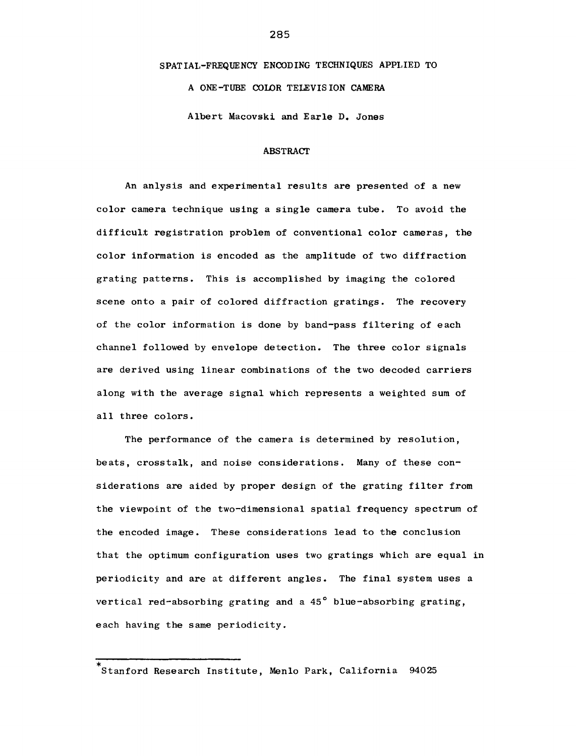# SPATIAL-FREQUENCY ENCODING TECHNIQUES APPLIED TO A ONE-TUBE COLOR TELEVISION CAMERA

Albert Macovski and Earle D. Jones*

## ABSTRACT

An anlysis and experimental results are presented of a new color camera technique using a single camera tube. To avoid the difficult registration problem of conventional color cameras, the color information is encoded as the amplitude of two diffraction grating patterns. This is accomplished by imaging the colored scene onto a pair of colored diffraction gratings. The recovery of the color information is done by band-pass filtering of each channel followed by envelope detection. The three color signals are derived using linear combinations of the two decoded carriers along with the average signal which represents a weighted sum of all three colors.

The performance of the camera is determined by resolution, beats, crosstalk, and noise considerations. Many of these considerations are aided by proper design of the grating filter from the viewpoint of the two-dimensional spatial frequency spectrum of the encoded image. These considerations lead to the conclusion that the optimum configuration uses two gratings which are equal in periodicity and are at different angles. The final system uses a vertical red-absorbing grating and a 45° blue-absorbing grating, each having the same periodicity.

---

*Stanford Research Institute, Menlo Park, California 94025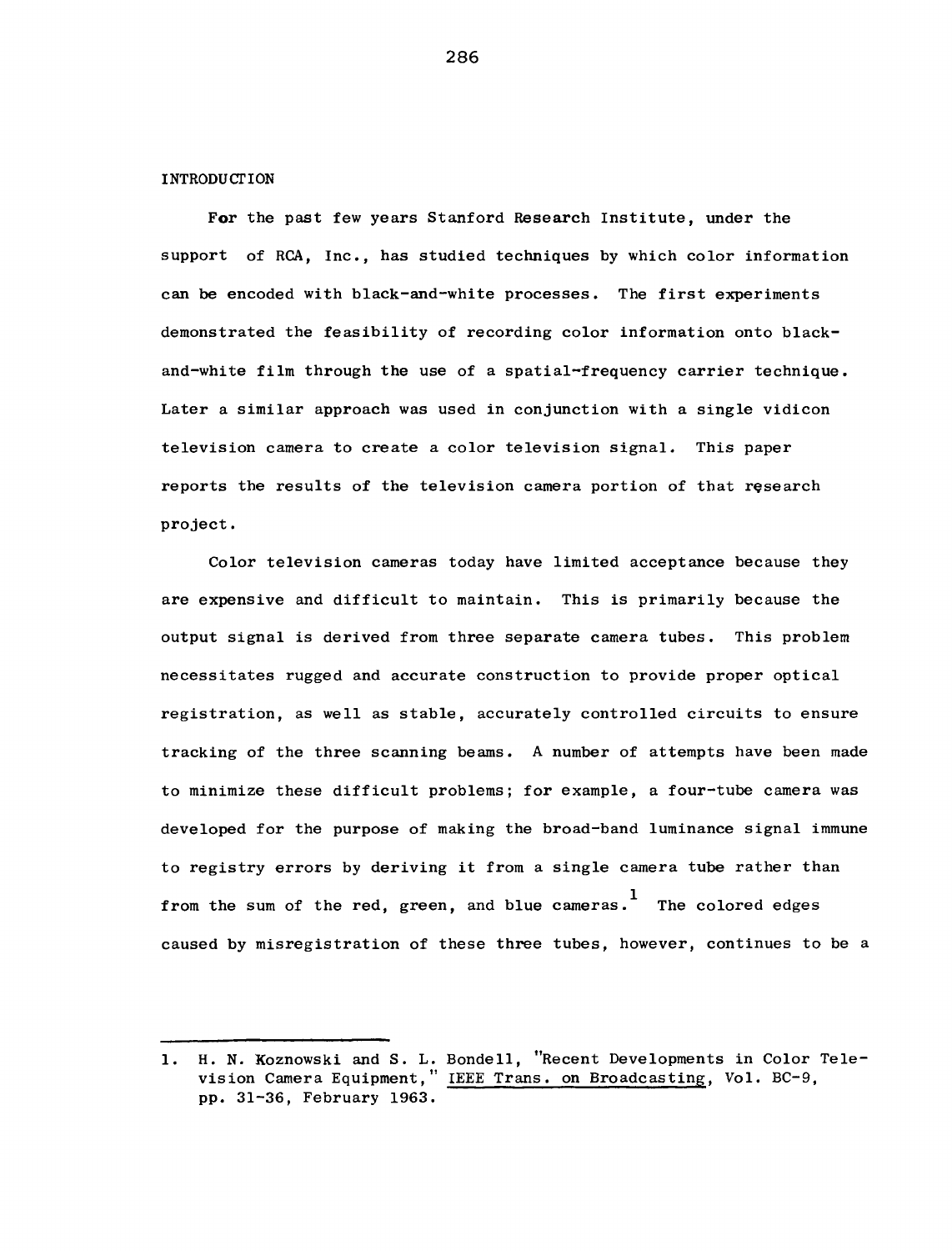## INTRODUCTION

For the past few years Stanford Research Institute, under the support of RCA, Inc., has studied techniques by which color information can be encoded with black-and-white processes. The first experiments demonstrated the feasibility of recording color information onto black-and-white film through the use of a spatial-frequency carrier technique. Later a similar approach was used in conjunction with a single vidicon television camera to create a color television signal. This paper reports the results of the television camera portion of that research project.

Color television cameras today have limited acceptance because they are expensive and difficult to maintain. This is primarily because the output signal is derived from three separate camera tubes. This problem necessitates rugged and accurate construction to provide proper optical registration, as well as stable, accurately controlled circuits to ensure tracking of the three scanning beams. A number of attempts have been made to minimize these difficult problems; for example, a four-tube camera was developed for the purpose of making the broad-band luminance signal immune to registry errors by deriving it from a single camera tube rather than from the sum of the red, green, and blue cameras.[1] The colored edges caused by misregistration of these three tubes, however, continues to be a

---

1. H. N. Koznowski and S. L. Bondell, "Recent Developments in Color Television Camera Equipment," IEEE Trans. on Broadcasting, Vol. BC-9, pp. 31-36, February 1963.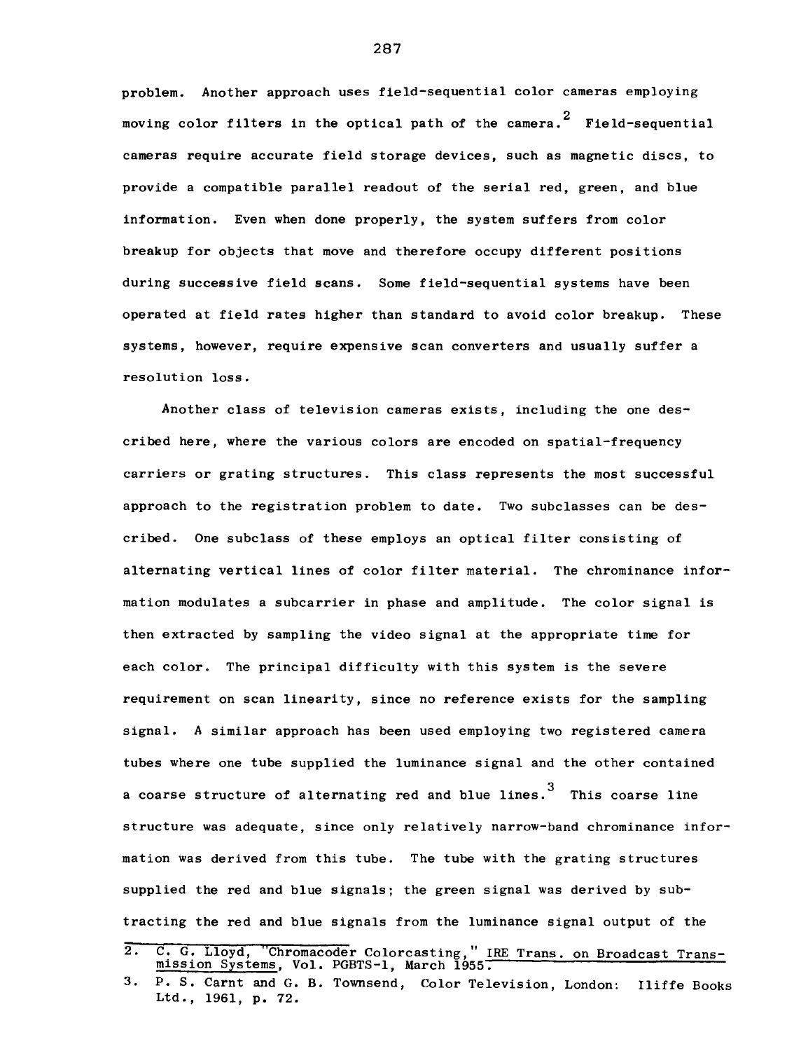problem. Another approach uses field-sequential color cameras employing moving color filters in the optical path of the camera.[2] Field-sequential cameras require accurate field storage devices, such as magnetic discs, to provide a compatible parallel readout of the serial red, green, and blue information. Even when done properly, the system suffers from color breakup for objects that move and therefore occupy different positions during successive field scans. Some field-sequential systems have been operated at field rates higher than standard to avoid color breakup. These systems, however, require expensive scan converters and usually suffer a resolution loss.

Another class of television cameras exists, including the one described here, where the various colors are encoded on spatial-frequency carriers or grating structures. This class represents the most successful approach to the registration problem to date. Two subclasses can be described. One subclass of these employs an optical filter consisting of alternating vertical lines of color filter material. The chrominance information modulates a subcarrier in phase and amplitude. The color signal is then extracted by sampling the video signal at the appropriate time for each color. The principal difficulty with this system is the severe requirement on scan linearity, since no reference exists for the sampling signal. A similar approach has been used employing two registered camera tubes where one tube supplied the luminance signal and the other contained a coarse structure of alternating red and blue lines.[3] This coarse line structure was adequate, since only relatively narrow-band chrominance information was derived from this tube. The tube with the grating structures supplied the red and blue signals; the green signal was derived by subtracting the red and blue signals from the luminance signal output of the

---

2. C. G. Lloyd, "Chromacoder Colorcasting," IRE Trans. on Broadcast Transmission Systems, Vol. PGBTS-1, March 1955.

3. P. S. Carnt and G. B. Townsend, Color Television, London: Iliffe Books Ltd., 1961, p. 72.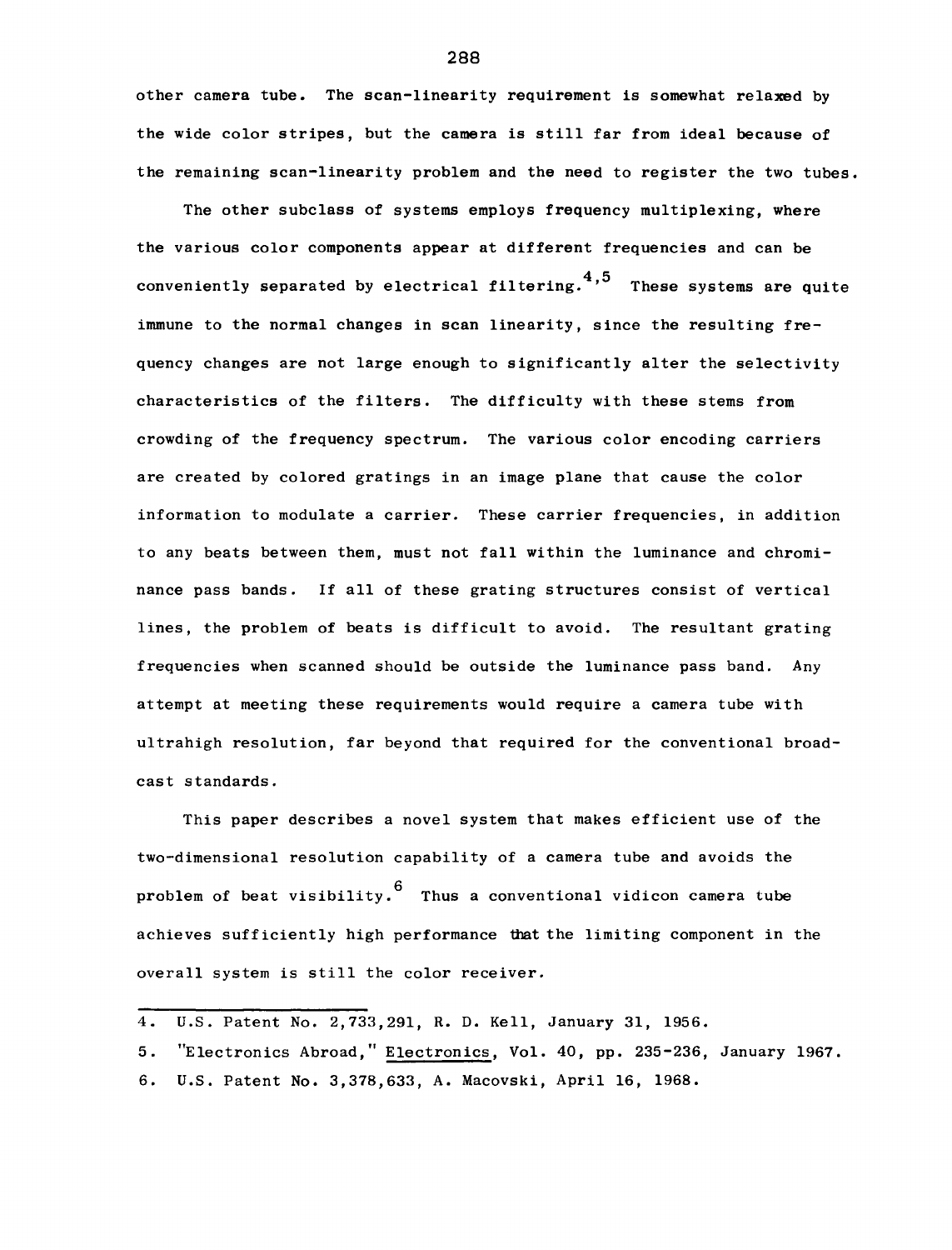other camera tube. The scan-linearity requirement is somewhat relaxed by the wide color stripes, but the camera is still far from ideal because of the remaining scan-linearity problem and the need to register the two tubes.

The other subclass of systems employs frequency multiplexing, where the various color components appear at different frequencies and can be conveniently separated by electrical filtering.[4,5] These systems are quite immune to the normal changes in scan linearity, since the resulting frequency changes are not large enough to significantly alter the selectivity characteristics of the filters. The difficulty with these stems from crowding of the frequency spectrum. The various color encoding carriers are created by colored gratings in an image plane that cause the color information to modulate a carrier. These carrier frequencies, in addition to any beats between them, must not fall within the luminance and chrominance pass bands. If all of these grating structures consist of vertical lines, the problem of beats is difficult to avoid. The resultant grating frequencies when scanned should be outside the luminance pass band. Any attempt at meeting these requirements would require a camera tube with ultrahigh resolution, far beyond that required for the conventional broadcast standards.

This paper describes a novel system that makes efficient use of the two-dimensional resolution capability of a camera tube and avoids the problem of beat visibility.[6] Thus a conventional vidicon camera tube achieves sufficiently high performance that the limiting component in the overall system is still the color receiver.

---

4. U.S. Patent No. 2,733,291, R. D. Kell, January 31, 1956.
5. "Electronics Abroad," Electronics, Vol. 40, pp. 235-236, January 1967.
6. U.S. Patent No. 3,378,633, A. Macovski, April 16, 1968.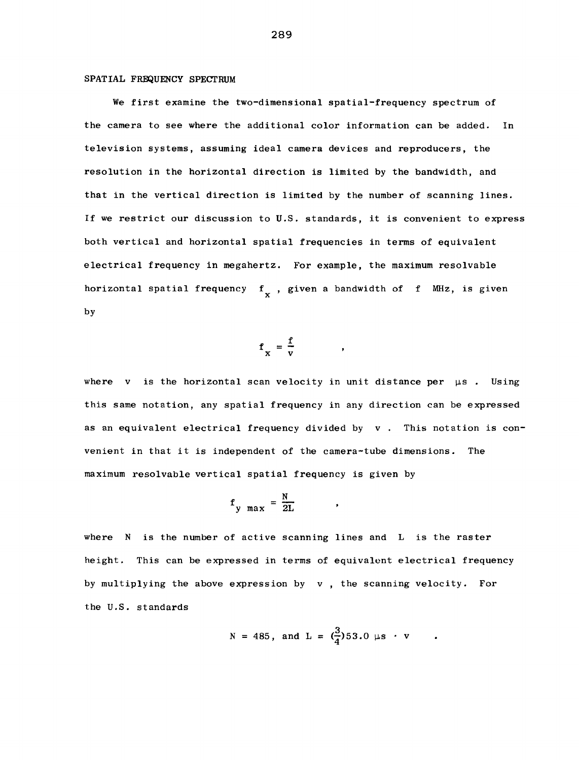## SPATIAL FREQUENCY SPECTRUM

We first examine the two-dimensional spatial-frequency spectrum of the camera to see where the additional color information can be added. In television systems, assuming ideal camera devices and reproducers, the resolution in the horizontal direction is limited by the bandwidth, and that in the vertical direction is limited by the number of scanning lines. If we restrict our discussion to U.S. standards, it is convenient to express both vertical and horizontal spatial frequencies in terms of equivalent electrical frequency in megahertz. For example, the maximum resolvable horizontal spatial frequency $f_x$, given a bandwidth of $f$ MHz, is given by

$$f_x = \frac{f}{v} \quad ,$$

where $v$ is the horizontal scan velocity in unit distance per $\mu$s. Using this same notation, any spatial frequency in any direction can be expressed as an equivalent electrical frequency divided by $v$. This notation is convenient in that it is independent of the camera-tube dimensions. The maximum resolvable vertical spatial frequency is given by

$$f_{y\ max} = \frac{N}{2L} \quad ,$$

where $N$ is the number of active scanning lines and $L$ is the raster height. This can be expressed in terms of equivalent electrical frequency by multiplying the above expression by $v$, the scanning velocity. For the U.S. standards

$$N = 485, \text{ and } L = (\tfrac{3}{4})53.0\ \mu\text{s} \cdot v \quad .$$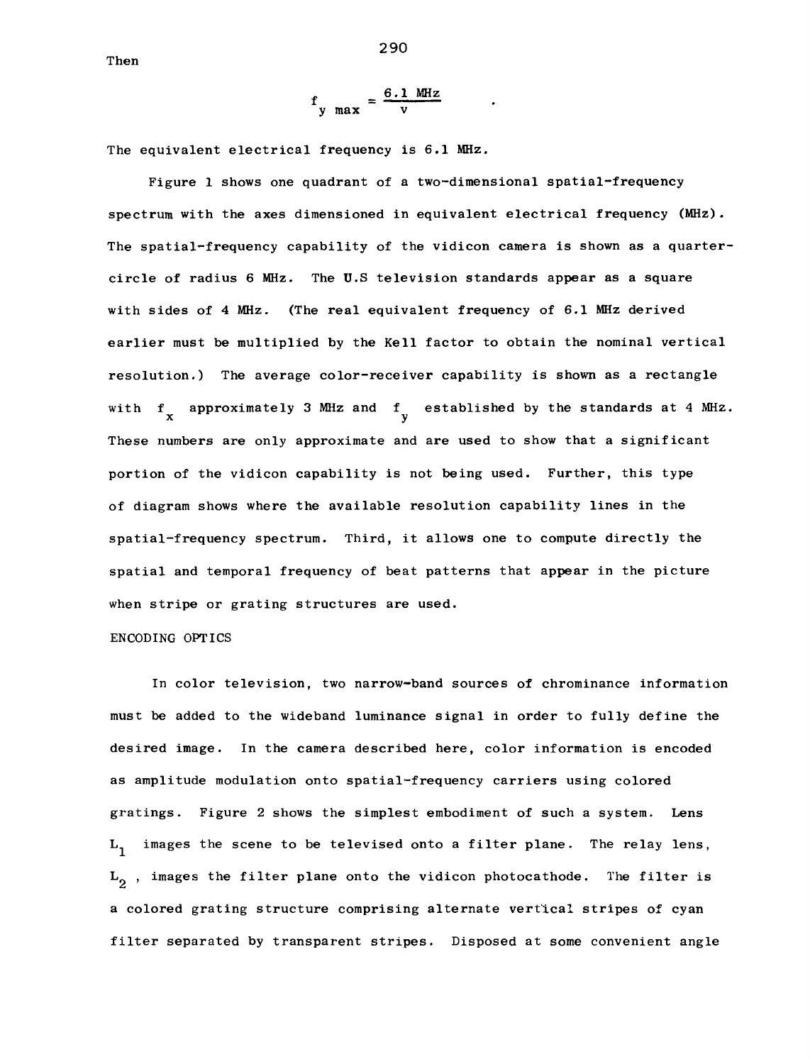Then

$$f_{y\ max} = \frac{6.1\ \text{MHz}}{v}$$

The equivalent electrical frequency is 6.1 MHz.

Figure 1 shows one quadrant of a two-dimensional spatial-frequency spectrum with the axes dimensioned in equivalent electrical frequency (MHz). The spatial-frequency capability of the vidicon camera is shown as a quarter-circle of radius 6 MHz. The U.S television standards appear as a square with sides of 4 MHz. (The real equivalent frequency of 6.1 MHz derived earlier must be multiplied by the Kell factor to obtain the nominal vertical resolution.) The average color-receiver capability is shown as a rectangle with $f_x$ approximately 3 MHz and $f_y$ established by the standards at 4 MHz. These numbers are only approximate and are used to show that a significant portion of the vidicon capability is not being used. Further, this type of diagram shows where the available resolution capability lines in the spatial-frequency spectrum. Third, it allows one to compute directly the spatial and temporal frequency of beat patterns that appear in the picture when stripe or grating structures are used.

## ENCODING OPTICS

In color television, two narrow-band sources of chrominance information must be added to the wideband luminance signal in order to fully define the desired image. In the camera described here, color information is encoded as amplitude modulation onto spatial-frequency carriers using colored gratings. Figure 2 shows the simplest embodiment of such a system. Lens $L_1$ images the scene to be televised onto a filter plane. The relay lens, $L_2$, images the filter plane onto the vidicon photocathode. The filter is a colored grating structure comprising alternate vertical stripes of cyan filter separated by transparent stripes. Disposed at some convenient angle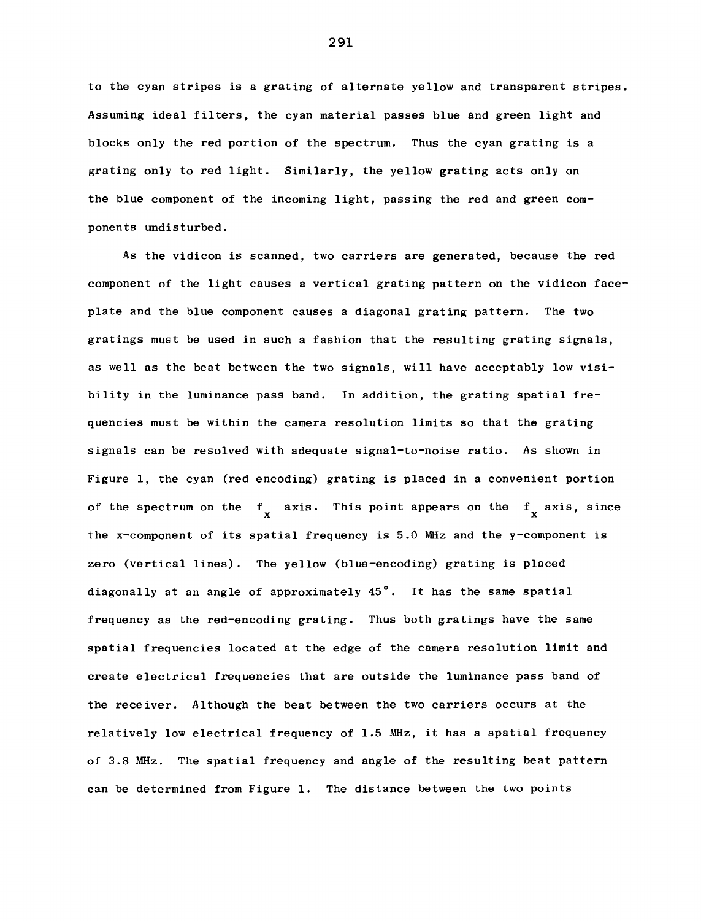to the cyan stripes is a grating of alternate yellow and transparent stripes. Assuming ideal filters, the cyan material passes blue and green light and blocks only the red portion of the spectrum. Thus the cyan grating is a grating only to red light. Similarly, the yellow grating acts only on the blue component of the incoming light, passing the red and green components undisturbed.

As the vidicon is scanned, two carriers are generated, because the red component of the light causes a vertical grating pattern on the vidicon faceplate and the blue component causes a diagonal grating pattern. The two gratings must be used in such a fashion that the resulting grating signals, as well as the beat between the two signals, will have acceptably low visibility in the luminance pass band. In addition, the grating spatial frequencies must be within the camera resolution limits so that the grating signals can be resolved with adequate signal-to-noise ratio. As shown in Figure 1, the cyan (red encoding) grating is placed in a convenient portion of the spectrum on the $f_x$ axis. This point appears on the $f_x$ axis, since the x-component of its spatial frequency is 5.0 MHz and the y-component is zero (vertical lines). The yellow (blue-encoding) grating is placed diagonally at an angle of approximately 45°. It has the same spatial frequency as the red-encoding grating. Thus both gratings have the same spatial frequencies located at the edge of the camera resolution limit and create electrical frequencies that are outside the luminance pass band of the receiver. Although the beat between the two carriers occurs at the relatively low electrical frequency of 1.5 MHz, it has a spatial frequency of 3.8 MHz. The spatial frequency and angle of the resulting beat pattern can be determined from Figure 1. The distance between the two points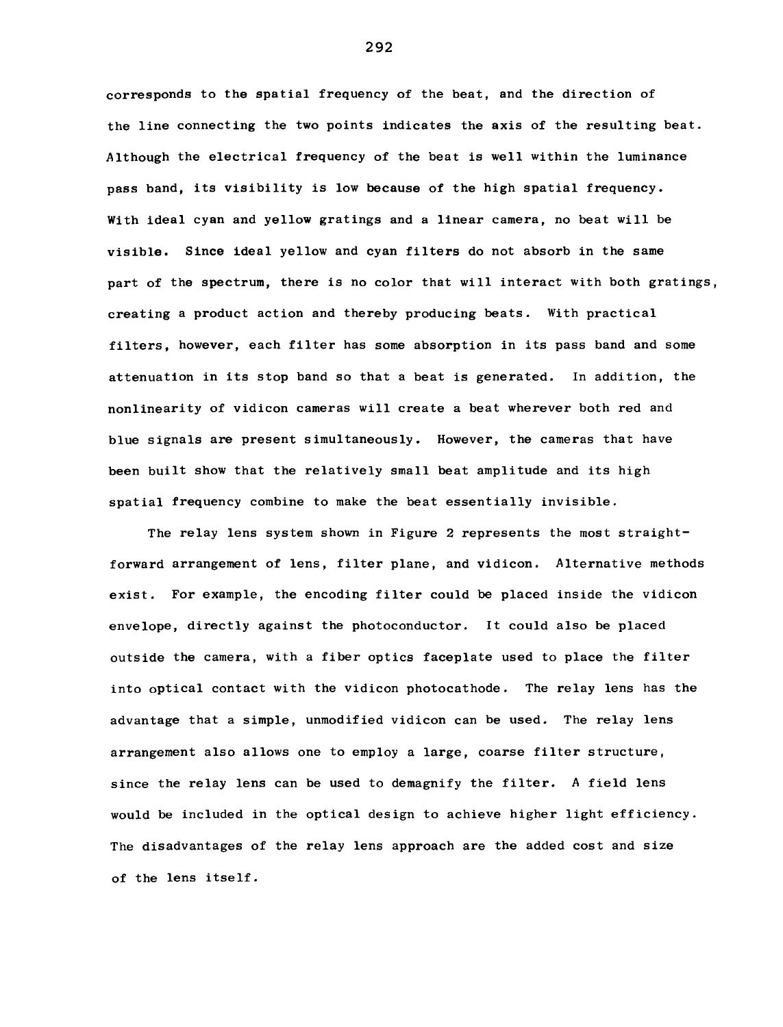corresponds to the spatial frequency of the beat, and the direction of the line connecting the two points indicates the axis of the resulting beat. Although the electrical frequency of the beat is well within the luminance pass band, its visibility is low because of the high spatial frequency. With ideal cyan and yellow gratings and a linear camera, no beat will be visible. Since ideal yellow and cyan filters do not absorb in the same part of the spectrum, there is no color that will interact with both gratings, creating a product action and thereby producing beats. With practical filters, however, each filter has some absorption in its pass band and some attenuation in its stop band so that a beat is generated. In addition, the nonlinearity of vidicon cameras will create a beat wherever both red and blue signals are present simultaneously. However, the cameras that have been built show that the relatively small beat amplitude and its high spatial frequency combine to make the beat essentially invisible.

The relay lens system shown in Figure 2 represents the most straightforward arrangement of lens, filter plane, and vidicon. Alternative methods exist. For example, the encoding filter could be placed inside the vidicon envelope, directly against the photoconductor. It could also be placed outside the camera, with a fiber optics faceplate used to place the filter into optical contact with the vidicon photocathode. The relay lens has the advantage that a simple, unmodified vidicon can be used. The relay lens arrangement also allows one to employ a large, coarse filter structure, since the relay lens can be used to demagnify the filter. A field lens would be included in the optical design to achieve higher light efficiency. The disadvantages of the relay lens approach are the added cost and size of the lens itself.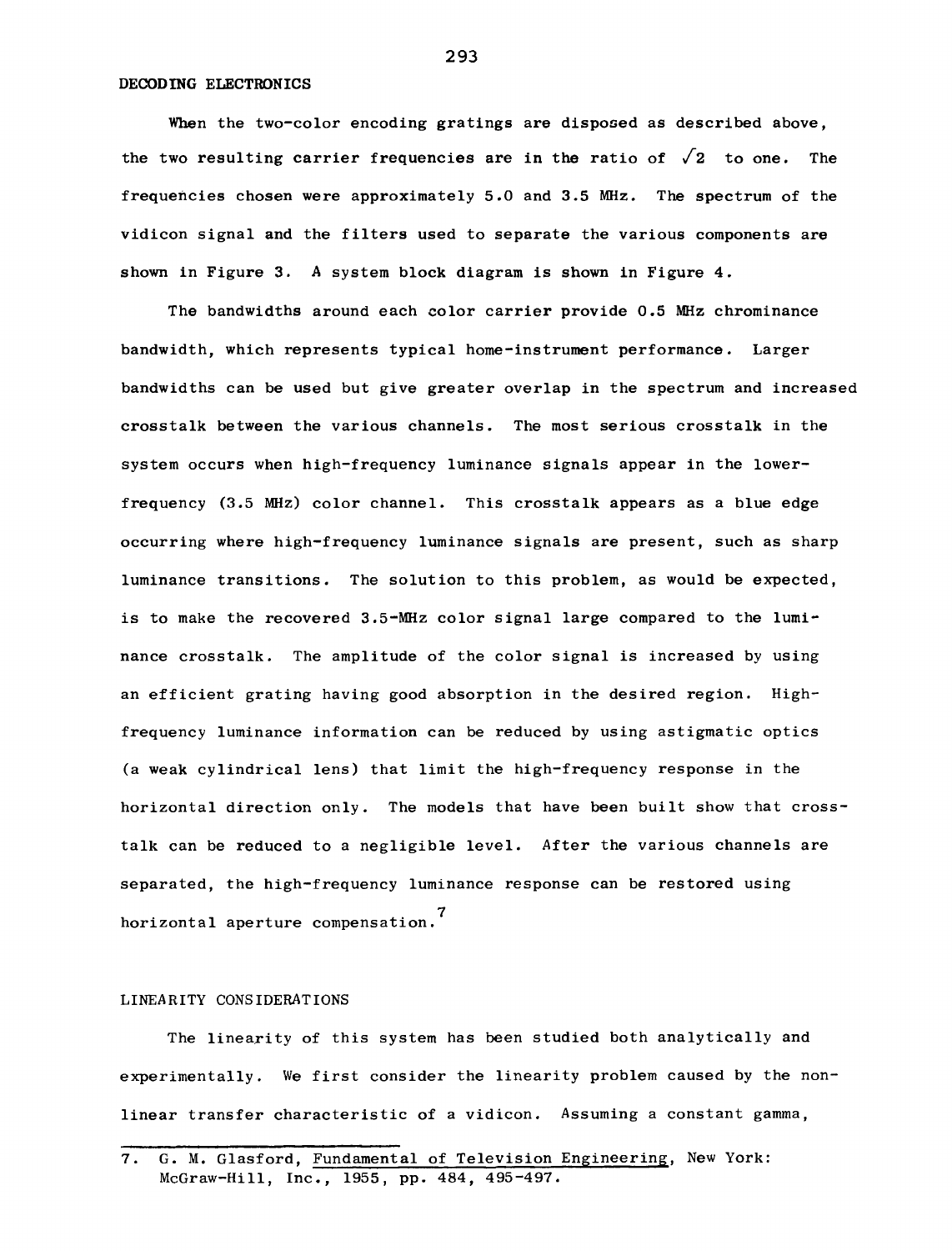## DECODING ELECTRONICS

When the two-color encoding gratings are disposed as described above, the two resulting carrier frequencies are in the ratio of $\sqrt{2}$ to one. The frequencies chosen were approximately 5.0 and 3.5 MHz. The spectrum of the vidicon signal and the filters used to separate the various components are shown in Figure 3. A system block diagram is shown in Figure 4.

The bandwidths around each color carrier provide 0.5 MHz chrominance bandwidth, which represents typical home-instrument performance. Larger bandwidths can be used but give greater overlap in the spectrum and increased crosstalk between the various channels. The most serious crosstalk in the system occurs when high-frequency luminance signals appear in the lower-frequency (3.5 MHz) color channel. This crosstalk appears as a blue edge occurring where high-frequency luminance signals are present, such as sharp luminance transitions. The solution to this problem, as would be expected, is to make the recovered 3.5-MHz color signal large compared to the luminance crosstalk. The amplitude of the color signal is increased by using an efficient grating having good absorption in the desired region. High-frequency luminance information can be reduced by using astigmatic optics (a weak cylindrical lens) that limit the high-frequency response in the horizontal direction only. The models that have been built show that crosstalk can be reduced to a negligible level. After the various channels are separated, the high-frequency luminance response can be restored using horizontal aperture compensation.[7]

## LINEARITY CONSIDERATIONS

The linearity of this system has been studied both analytically and experimentally. We first consider the linearity problem caused by the nonlinear transfer characteristic of a vidicon. Assuming a constant gamma,

---

7. G. M. Glasford, Fundamental of Television Engineering, New York: McGraw-Hill, Inc., 1955, pp. 484, 495-497.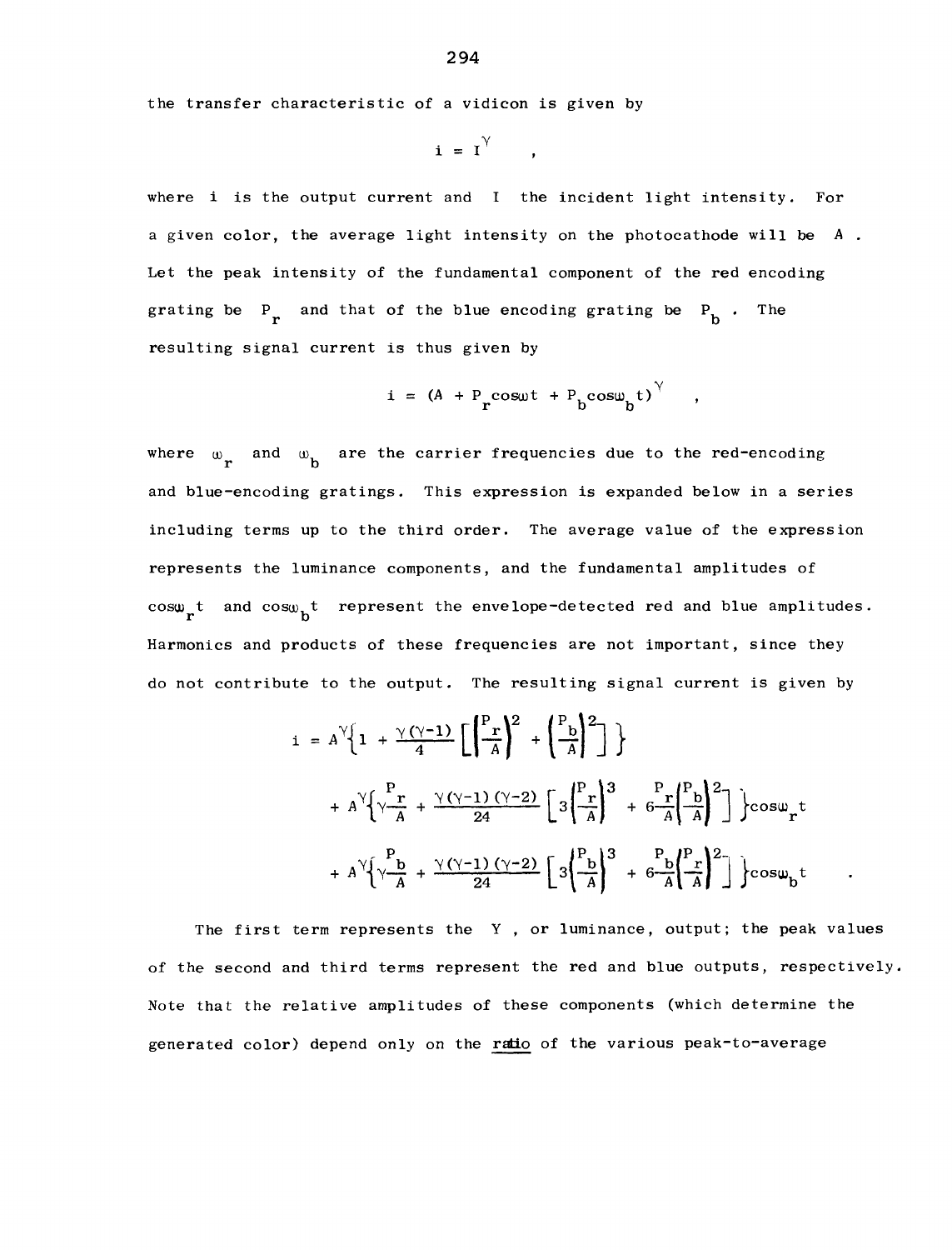the transfer characteristic of a vidicon is given by

$$i = I^{\gamma} \quad ,$$

where i is the output current and I the incident light intensity. For a given color, the average light intensity on the photocathode will be A . Let the peak intensity of the fundamental component of the red encoding grating be $P_r$ and that of the blue encoding grating be $P_b$ . The resulting signal current is thus given by

$$i = (A + P_r \cos\omega t + P_b \cos\omega_b t)^{\gamma} \quad ,$$

where $\omega_r$ and $\omega_b$ are the carrier frequencies due to the red-encoding and blue-encoding gratings. This expression is expanded below in a series including terms up to the third order. The average value of the expression represents the luminance components, and the fundamental amplitudes of $\cos\omega_r t$ and $\cos\omega_b t$ represent the envelope-detected red and blue amplitudes. Harmonics and products of these frequencies are not important, since they do not contribute to the output. The resulting signal current is given by

$$
\begin{aligned}
i = {} & A^{\gamma}\left\{1 + \frac{\gamma(\gamma-1)}{4}\left[\left(\frac{P_r}{A}\right)^2 + \left(\frac{P_b}{A}\right)^2\right]\right\} \\
& + A^{\gamma}\left\{\gamma\frac{P_r}{A} + \frac{\gamma(\gamma-1)(\gamma-2)}{24}\left[3\left(\frac{P_r}{A}\right)^3 + 6\frac{P_r}{A}\left(\frac{P_b}{A}\right)^2\right]\right\}\cos\omega_r t \\
& + A^{\gamma}\left\{\gamma\frac{P_b}{A} + \frac{\gamma(\gamma-1)(\gamma-2)}{24}\left[3\left(\frac{P_b}{A}\right)^3 + 6\frac{P_b}{A}\left(\frac{P_r}{A}\right)^2\right]\right\}\cos\omega_b t \quad .
\end{aligned}
$$

The first term represents the Y , or luminance, output; the peak values of the second and third terms represent the red and blue outputs, respectively. Note that the relative amplitudes of these components (which determine the generated color) depend only on the <u>ratio</u> of the various peak-to-average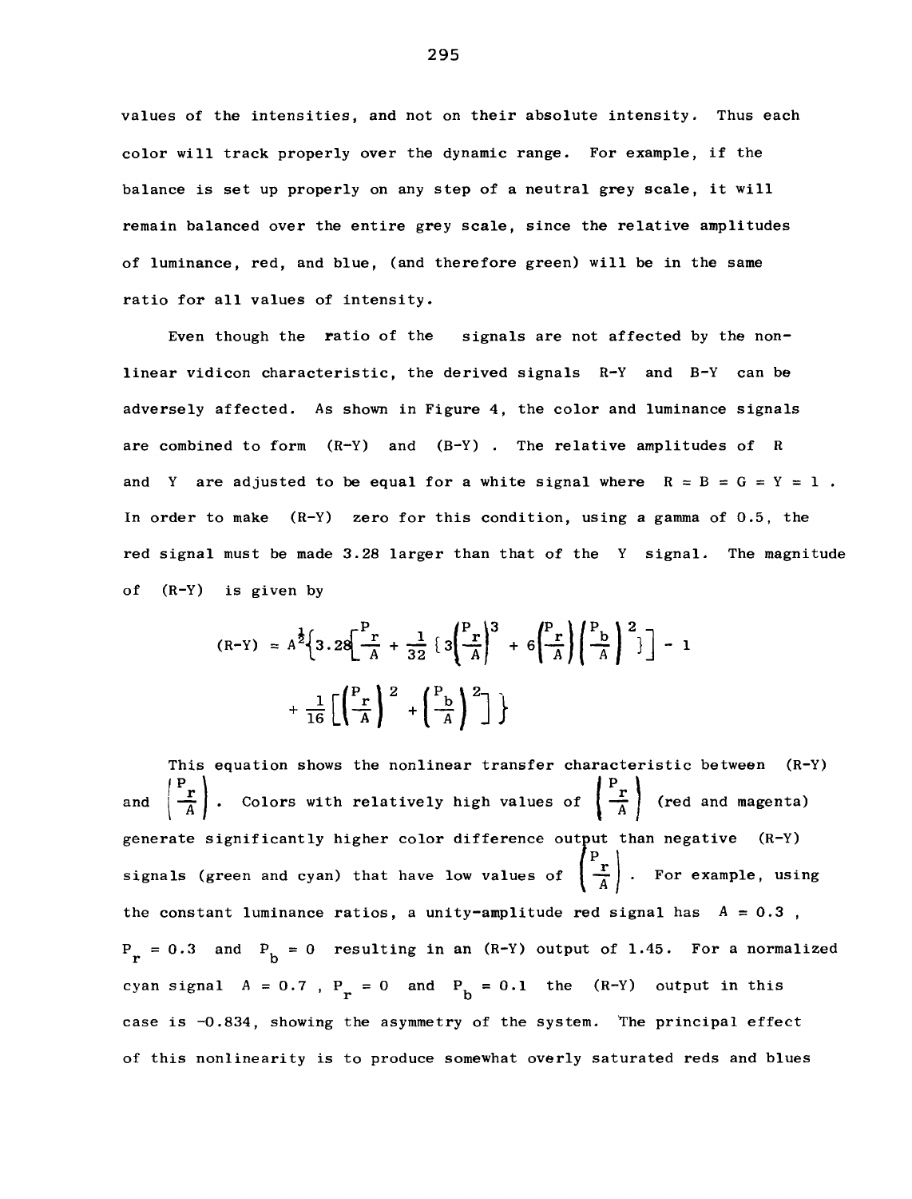values of the intensities, and not on their absolute intensity. Thus each color will track properly over the dynamic range. For example, if the balance is set up properly on any step of a neutral grey scale, it will remain balanced over the entire grey scale, since the relative amplitudes of luminance, red, and blue, (and therefore green) will be in the same ratio for all values of intensity.

Even though the ratio of the signals are not affected by the nonlinear vidicon characteristic, the derived signals R-Y and B-Y can be adversely affected. As shown in Figure 4, the color and luminance signals are combined to form (R-Y) and (B-Y) . The relative amplitudes of R and Y are adjusted to be equal for a white signal where $R = B = G = Y = 1$ . In order to make (R-Y) zero for this condition, using a gamma of 0.5, the red signal must be made 3.28 larger than that of the Y signal. The magnitude of (R-Y) is given by

$$(R\text{-}Y) = A^{\frac{1}{2}}\left\{3.28\left[\frac{P_r}{A} + \frac{1}{32}\left\{3\left(\frac{P_r}{A}\right)^3 + 6\left(\frac{P_r}{A}\right)\left(\frac{P_b}{A}\right)^2\right\}\right] - 1 + \frac{1}{16}\left[\left(\frac{P_r}{A}\right)^2 + \left(\frac{P_b}{A}\right)^2\right]\right\}$$

This equation shows the nonlinear transfer characteristic between (R-Y) and $\left(\frac{P_r}{A}\right)$ . Colors with relatively high values of $\left(\frac{P_r}{A}\right)$ (red and magenta) generate significantly higher color difference output than negative (R-Y) signals (green and cyan) that have low values of $\left(\frac{P_r}{A}\right)$ . For example, using the constant luminance ratios, a unity-amplitude red signal has $A = 0.3$ , $P_r = 0.3$ and $P_b = 0$ resulting in an (R-Y) output of 1.45. For a normalized cyan signal $A = 0.7$ , $P_r = 0$ and $P_b = 0.1$ the (R-Y) output in this case is -0.834, showing the asymmetry of the system. The principal effect of this nonlinearity is to produce somewhat overly saturated reds and blues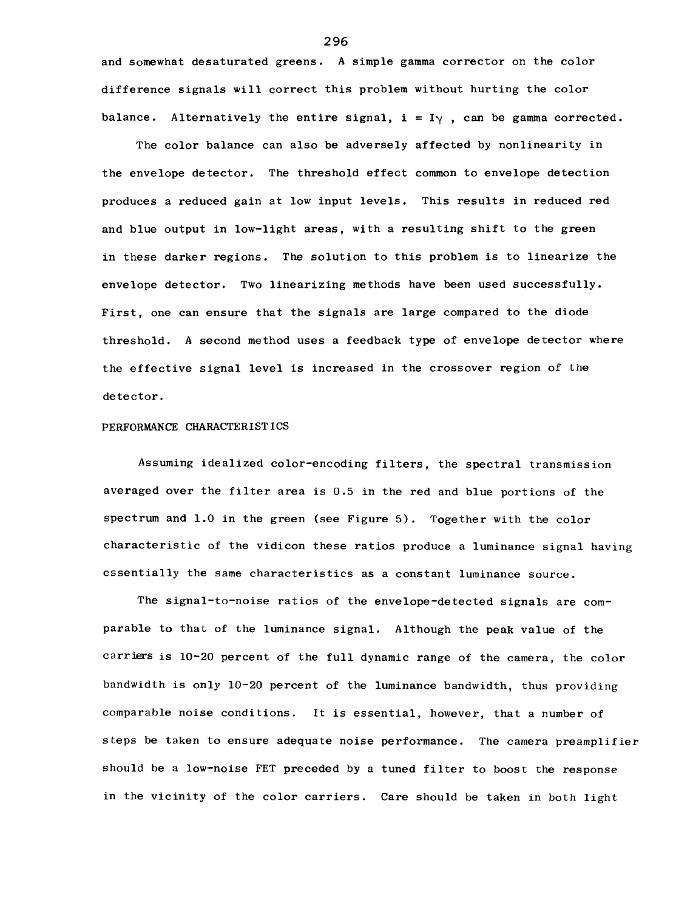and somewhat desaturated greens. A simple gamma corrector on the color difference signals will correct this problem without hurting the color balance. Alternatively the entire signal, $i = I\gamma$, can be gamma corrected.

The color balance can also be adversely affected by nonlinearity in the envelope detector. The threshold effect common to envelope detection produces a reduced gain at low input levels. This results in reduced red and blue output in low-light areas, with a resulting shift to the green in these darker regions. The solution to this problem is to linearize the envelope detector. Two linearizing methods have been used successfully. First, one can ensure that the signals are large compared to the diode threshold. A second method uses a feedback type of envelope detector where the effective signal level is increased in the crossover region of the detector.

## PERFORMANCE CHARACTERISTICS

Assuming idealized color-encoding filters, the spectral transmission averaged over the filter area is 0.5 in the red and blue portions of the spectrum and 1.0 in the green (see Figure 5). Together with the color characteristic of the vidicon these ratios produce a luminance signal having essentially the same characteristics as a constant luminance source.

The signal-to-noise ratios of the envelope-detected signals are comparable to that of the luminance signal. Although the peak value of the carriers is 10-20 percent of the full dynamic range of the camera, the color bandwidth is only 10-20 percent of the luminance bandwidth, thus providing comparable noise conditions. It is essential, however, that a number of steps be taken to ensure adequate noise performance. The camera preamplifier should be a low-noise FET preceded by a tuned filter to boost the response in the vicinity of the color carriers. Care should be taken in both light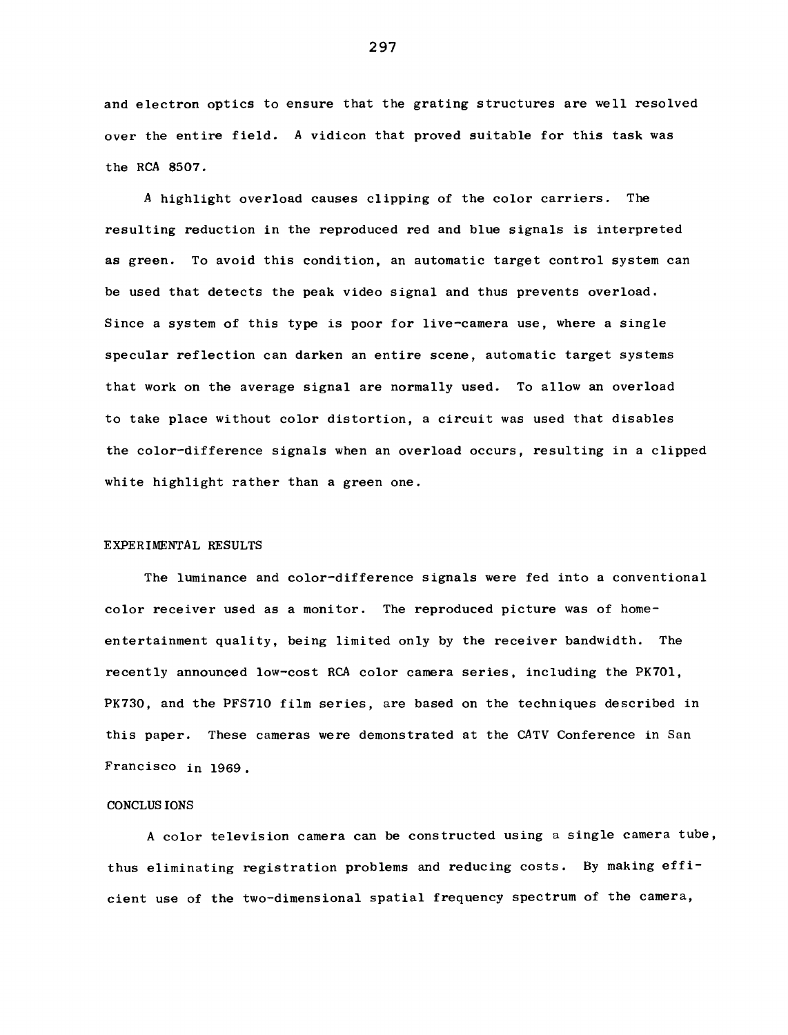and electron optics to ensure that the grating structures are well resolved over the entire field. A vidicon that proved suitable for this task was the RCA 8507.

A highlight overload causes clipping of the color carriers. The resulting reduction in the reproduced red and blue signals is interpreted as green. To avoid this condition, an automatic target control system can be used that detects the peak video signal and thus prevents overload. Since a system of this type is poor for live-camera use, where a single specular reflection can darken an entire scene, automatic target systems that work on the average signal are normally used. To allow an overload to take place without color distortion, a circuit was used that disables the color-difference signals when an overload occurs, resulting in a clipped white highlight rather than a green one.

## EXPERIMENTAL RESULTS

The luminance and color-difference signals were fed into a conventional color receiver used as a monitor. The reproduced picture was of home-entertainment quality, being limited only by the receiver bandwidth. The recently announced low-cost RCA color camera series, including the PK701, PK730, and the PFS710 film series, are based on the techniques described in this paper. These cameras were demonstrated at the CATV Conference in San Francisco in 1969.

## CONCLUSIONS

A color television camera can be constructed using a single camera tube, thus eliminating registration problems and reducing costs. By making efficient use of the two-dimensional spatial frequency spectrum of the camera,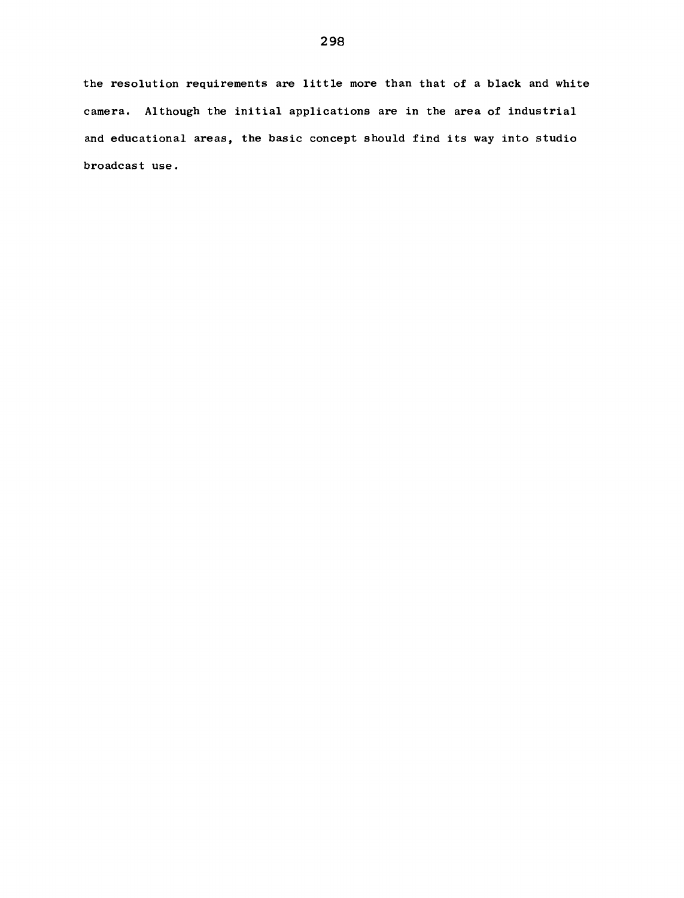the resolution requirements are little more than that of a black and white camera. Although the initial applications are in the area of industrial and educational areas, the basic concept should find its way into studio broadcast use.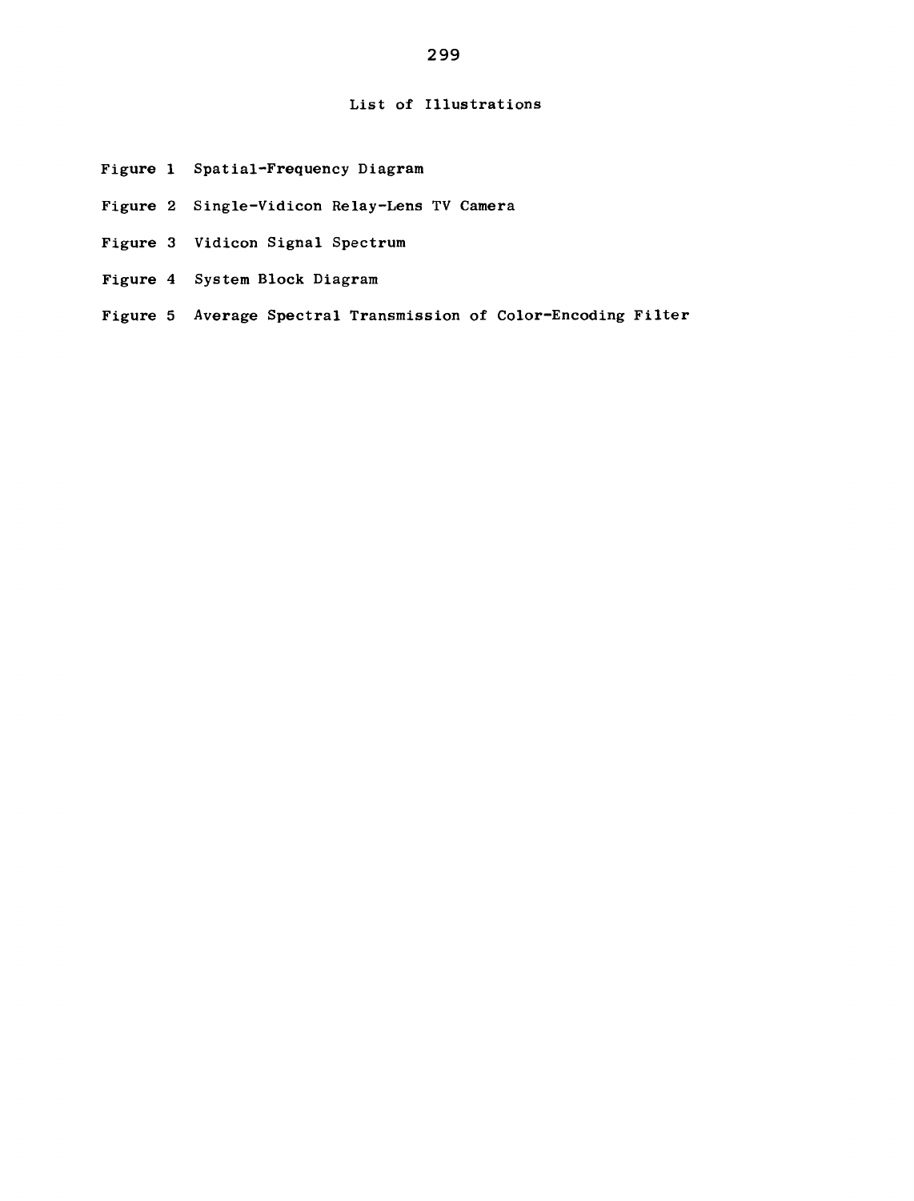## List of Illustrations

- Figure 1 Spatial-Frequency Diagram
- Figure 2 Single-Vidicon Relay-Lens TV Camera
- Figure 3 Vidicon Signal Spectrum
- Figure 4 System Block Diagram
- Figure 5 Average Spectral Transmission of Color-Encoding Filter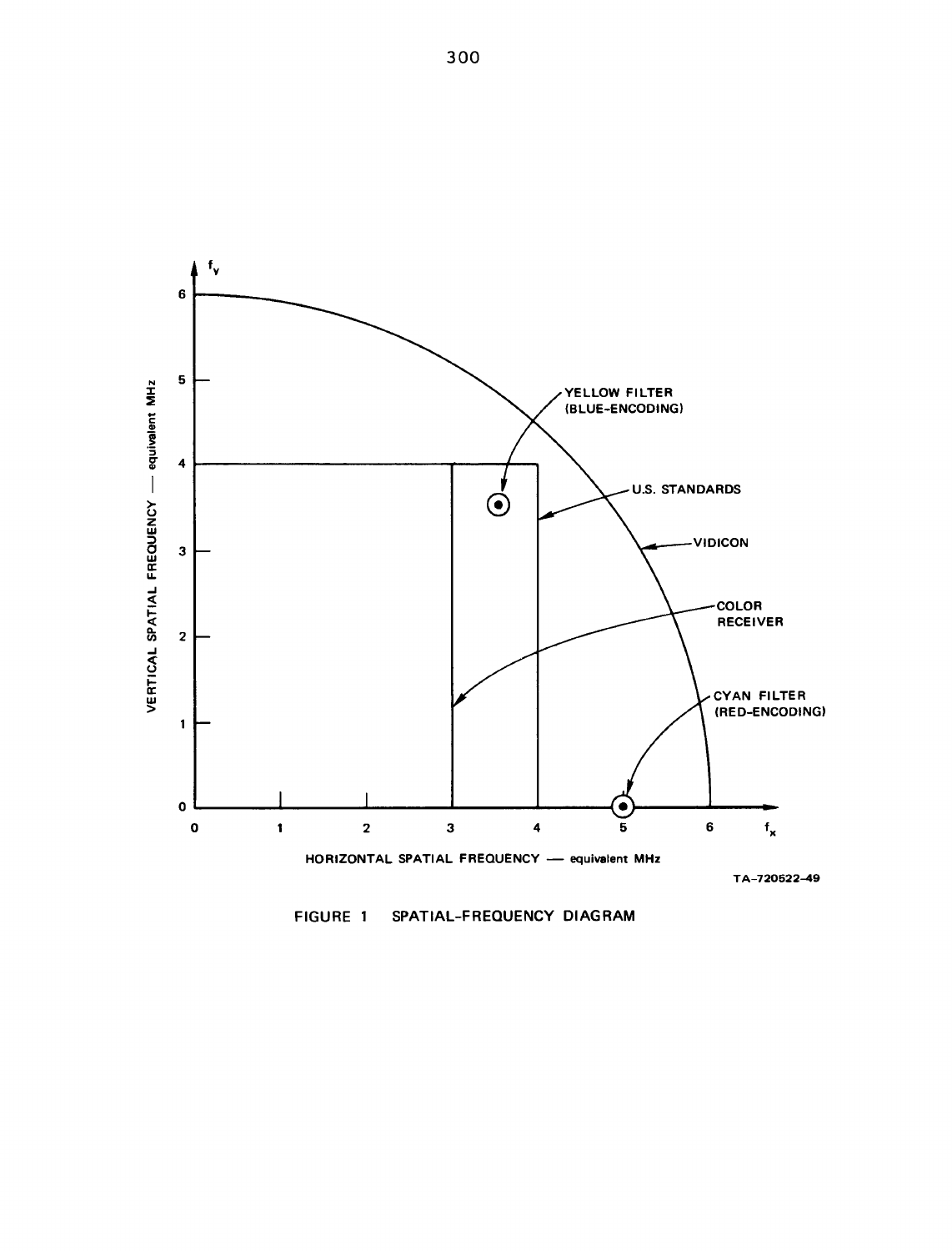VERTICAL SPATIAL FREQUENCY — equivalent MHz

HORIZONTAL SPATIAL FREQUENCY — equivalent MHz

YELLOW FILTER (BLUE-ENCODING)

U.S. STANDARDS

VIDICON

COLOR RECEIVER

CYAN FILTER (RED-ENCODING)

TA-720522-49

FIGURE 1 SPATIAL-FREQUENCY DIAGRAM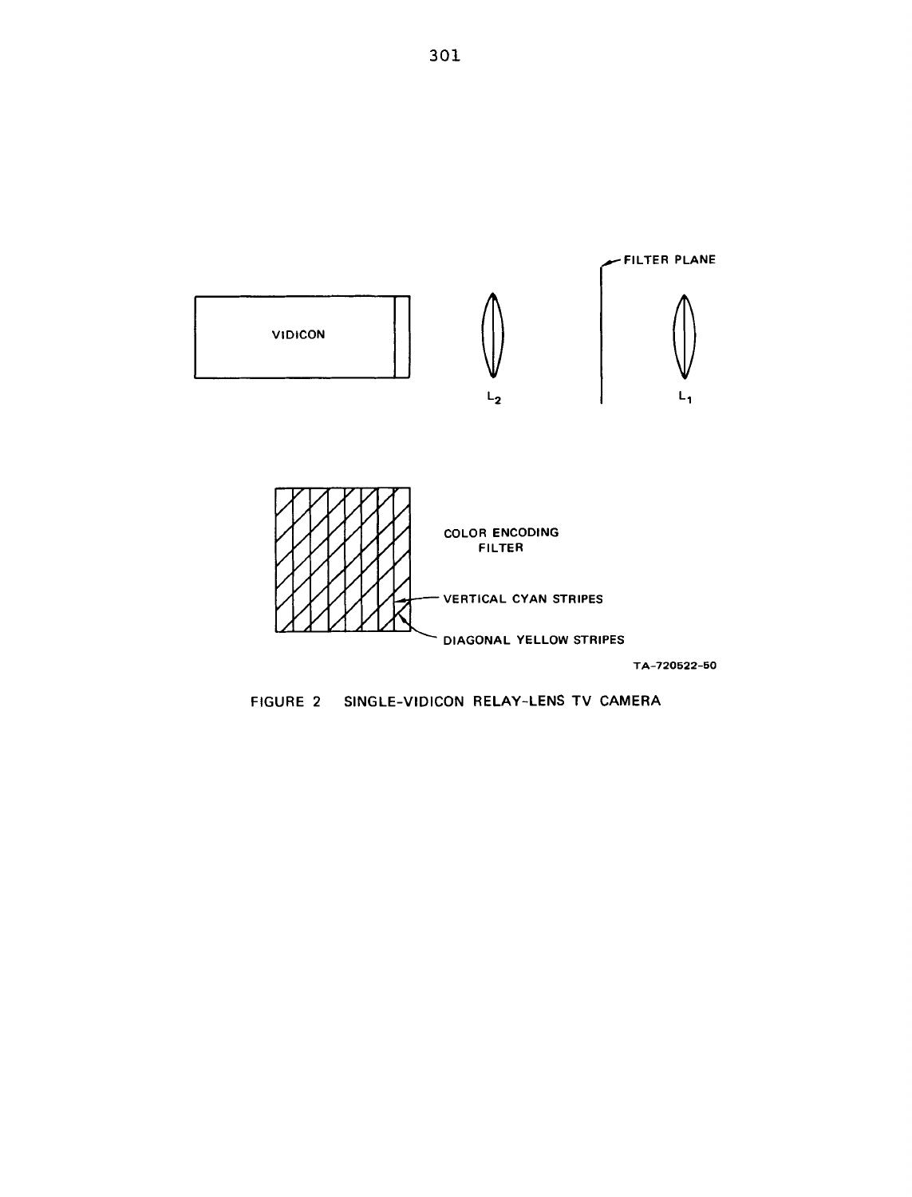FILTER PLANE

VIDICON

$L_2$

$L_1$

COLOR ENCODING FILTER

VERTICAL CYAN STRIPES

DIAGONAL YELLOW STRIPES

TA-720522-50

FIGURE 2 SINGLE-VIDICON RELAY-LENS TV CAMERA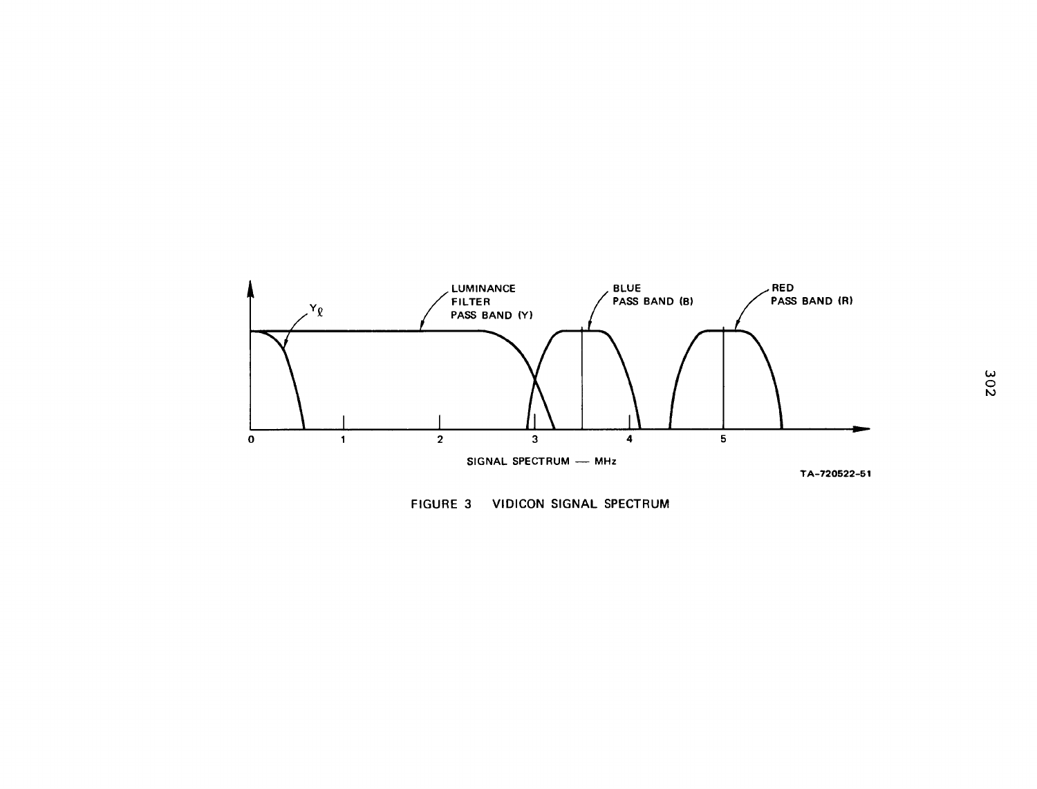FIGURE 3 VIDICON SIGNAL SPECTRUM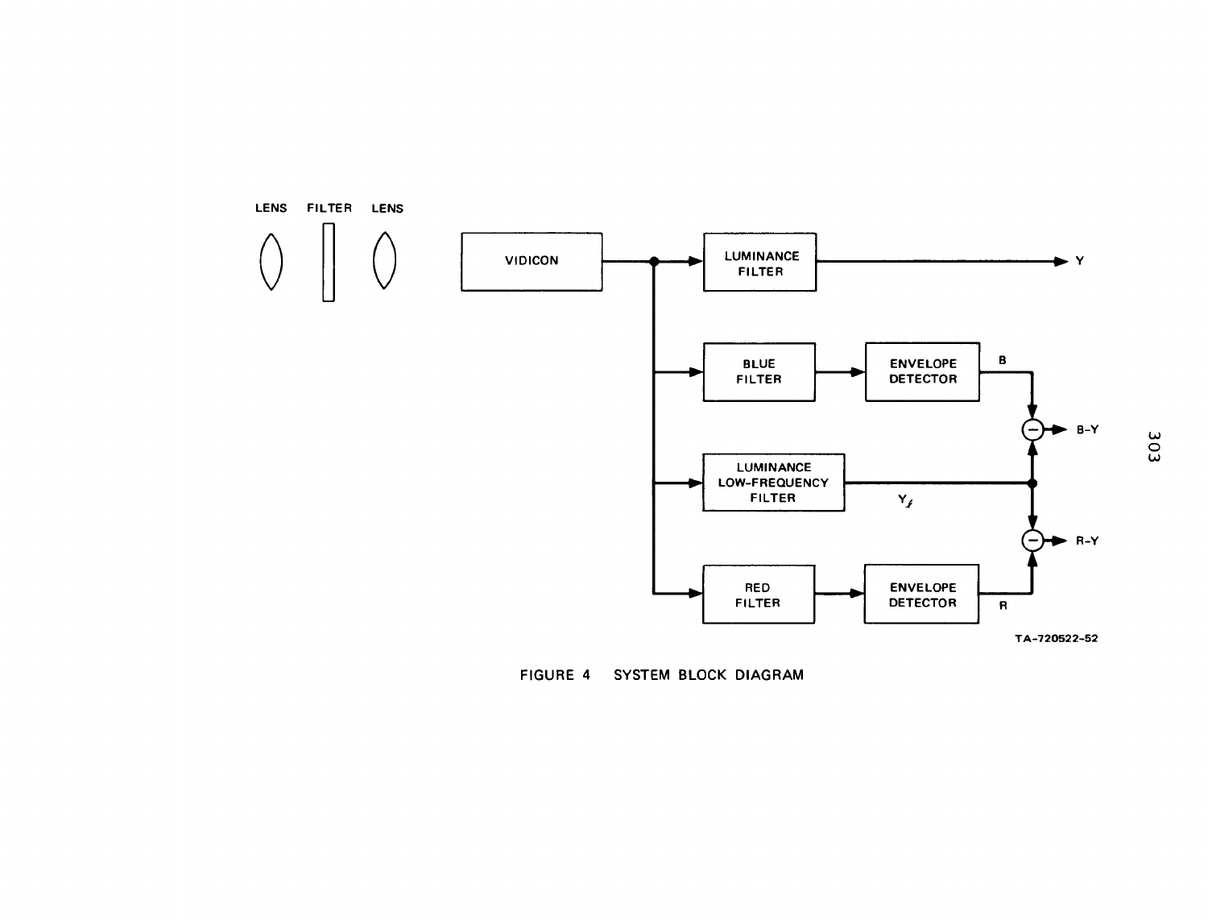FIGURE 4 SYSTEM BLOCK DIAGRAM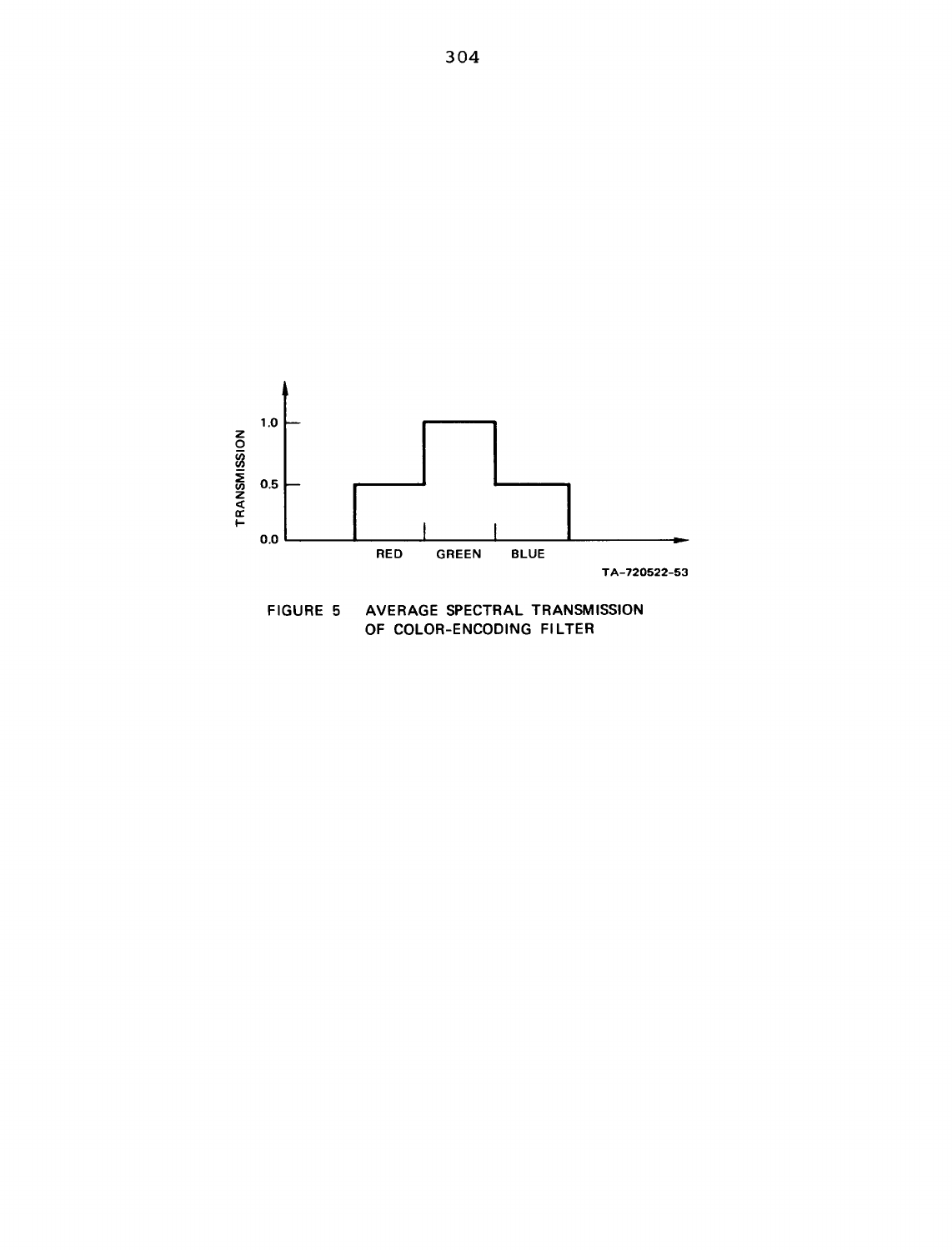FIGURE 5 AVERAGE SPECTRAL TRANSMISSION OF COLOR-ENCODING FILTER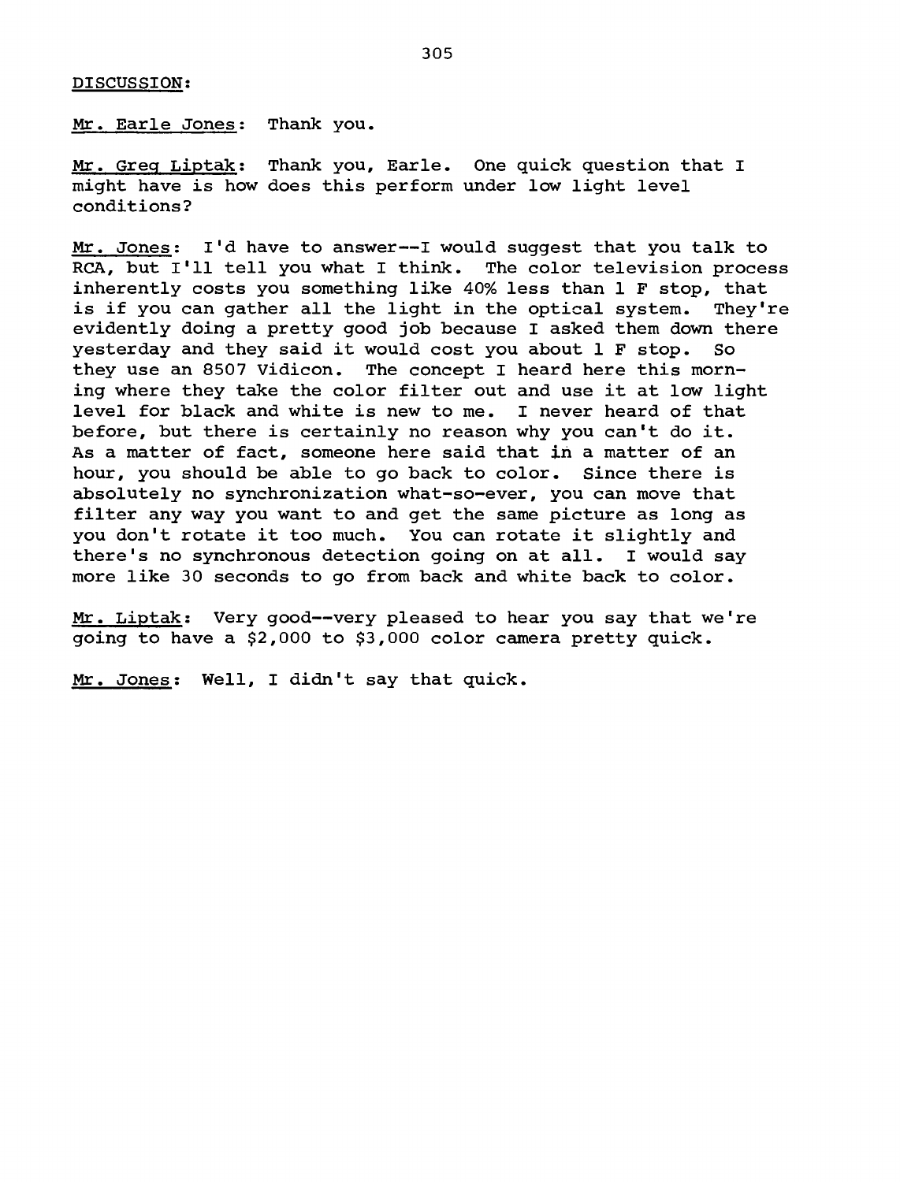DISCUSSION:

Mr. Earle Jones: Thank you.

Mr. Greg Liptak: Thank you, Earle. One quick question that I might have is how does this perform under low light level conditions?

Mr. Jones: I'd have to answer--I would suggest that you talk to RCA, but I'll tell you what I think. The color television process inherently costs you something like 40% less than 1 F stop, that is if you can gather all the light in the optical system. They're evidently doing a pretty good job because I asked them down there yesterday and they said it would cost you about 1 F stop. So they use an 8507 Vidicon. The concept I heard here this morning where they take the color filter out and use it at low light level for black and white is new to me. I never heard of that before, but there is certainly no reason why you can't do it. As a matter of fact, someone here said that in a matter of an hour, you should be able to go back to color. Since there is absolutely no synchronization what-so-ever, you can move that filter any way you want to and get the same picture as long as you don't rotate it too much. You can rotate it slightly and there's no synchronous detection going on at all. I would say more like 30 seconds to go from back and white back to color.

Mr. Liptak: Very good--very pleased to hear you say that we're going to have a $2,000 to $3,000 color camera pretty quick.

Mr. Jones: Well, I didn't say that quick.